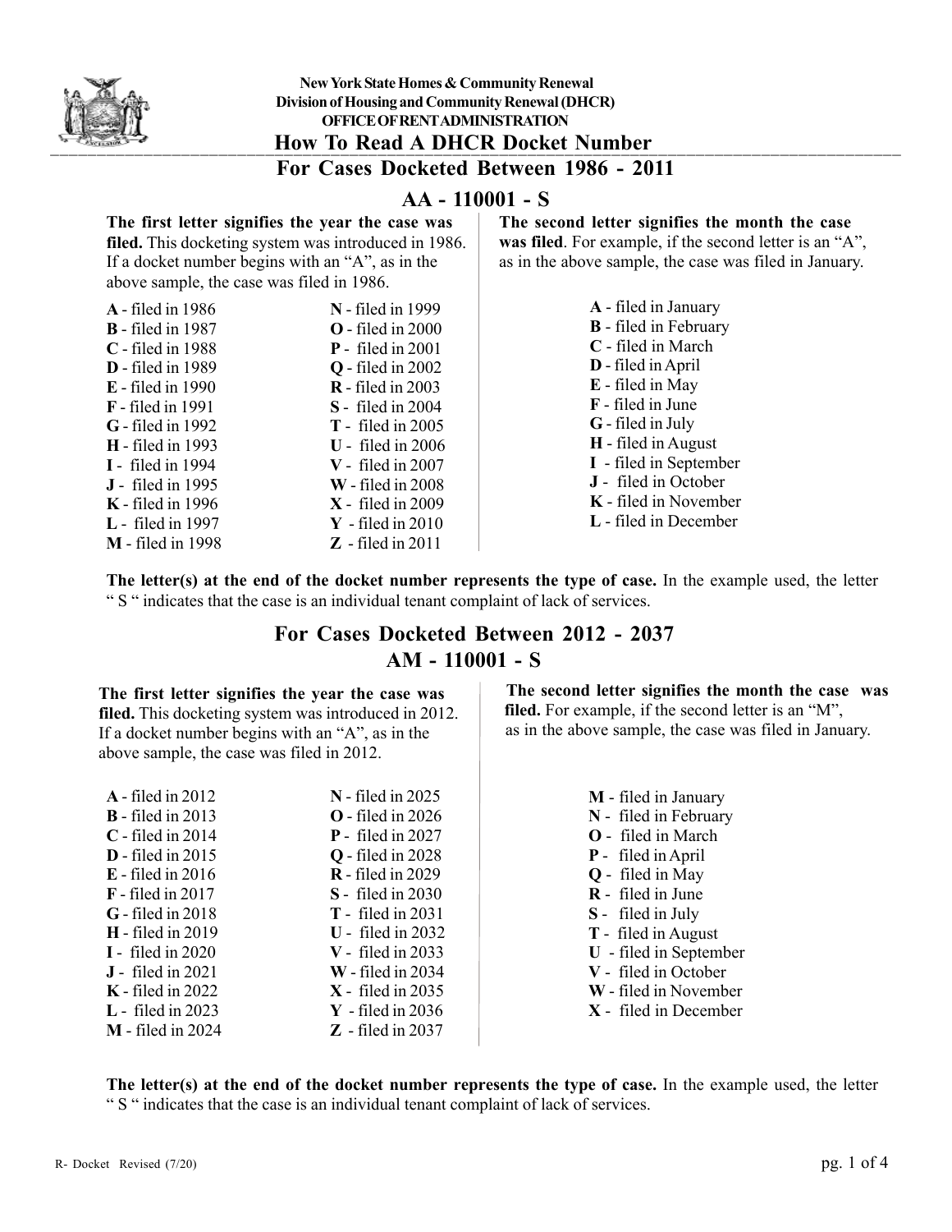New York State Homes & Community Renewal
Division of Housing and Community Renewal (DHCR)
OFFICE OF RENT ADMINISTRATION

# How To Read A DHCR Docket Number

## For Cases Docketed Between 1986 - 2011

### AA - 110001 - S

**The first letter signifies the year the case was filed.** This docketing system was introduced in 1986. If a docket number begins with an "A", as in the above sample, the case was filed in 1986.

**A** - filed in 1986
**B** - filed in 1987
**C** - filed in 1988
**D** - filed in 1989
**E** - filed in 1990
**F** - filed in 1991
**G** - filed in 1992
**H** - filed in 1993
**I** - filed in 1994
**J** - filed in 1995
**K** - filed in 1996
**L** - filed in 1997
**M** - filed in 1998
**N** - filed in 1999
**O** - filed in 2000
**P** - filed in 2001
**Q** - filed in 2002
**R** - filed in 2003
**S** - filed in 2004
**T** - filed in 2005
**U** - filed in 2006
**V** - filed in 2007
**W** - filed in 2008
**X** - filed in 2009
**Y** - filed in 2010
**Z** - filed in 2011

**The second letter signifies the month the case was filed**. For example, if the second letter is an "A", as in the above sample, the case was filed in January.

**A** - filed in January
**B** - filed in February
**C** - filed in March
**D** - filed in April
**E** - filed in May
**F** - filed in June
**G** - filed in July
**H** - filed in August
**I** - filed in September
**J** - filed in October
**K** - filed in November
**L** - filed in December

**The letter(s) at the end of the docket number represents the type of case.** In the example used, the letter " S " indicates that the case is an individual tenant complaint of lack of services.

## For Cases Docketed Between 2012 - 2037

### AM - 110001 - S

**The first letter signifies the year the case was filed.** This docketing system was introduced in 2012. If a docket number begins with an "A", as in the above sample, the case was filed in 2012.

**A** - filed in 2012
**B** - filed in 2013
**C** - filed in 2014
**D** - filed in 2015
**E** - filed in 2016
**F** - filed in 2017
**G** - filed in 2018
**H** - filed in 2019
**I** - filed in 2020
**J** - filed in 2021
**K** - filed in 2022
**L** - filed in 2023
**M** - filed in 2024
**N** - filed in 2025
**O** - filed in 2026
**P** - filed in 2027
**Q** - filed in 2028
**R** - filed in 2029
**S** - filed in 2030
**T** - filed in 2031
**U** - filed in 2032
**V** - filed in 2033
**W** - filed in 2034
**X** - filed in 2035
**Y** - filed in 2036
**Z** - filed in 2037

**The second letter signifies the month the case was filed.** For example, if the second letter is an "M", as in the above sample, the case was filed in January.

**M** - filed in January
**N** - filed in February
**O** - filed in March
**P** - filed in April
**Q** - filed in May
**R** - filed in June
**S** - filed in July
**T** - filed in August
**U** - filed in September
**V** - filed in October
**W** - filed in November
**X** - filed in December

**The letter(s) at the end of the docket number represents the type of case.** In the example used, the letter " S " indicates that the case is an individual tenant complaint of lack of services.

R- Docket Revised (7/20)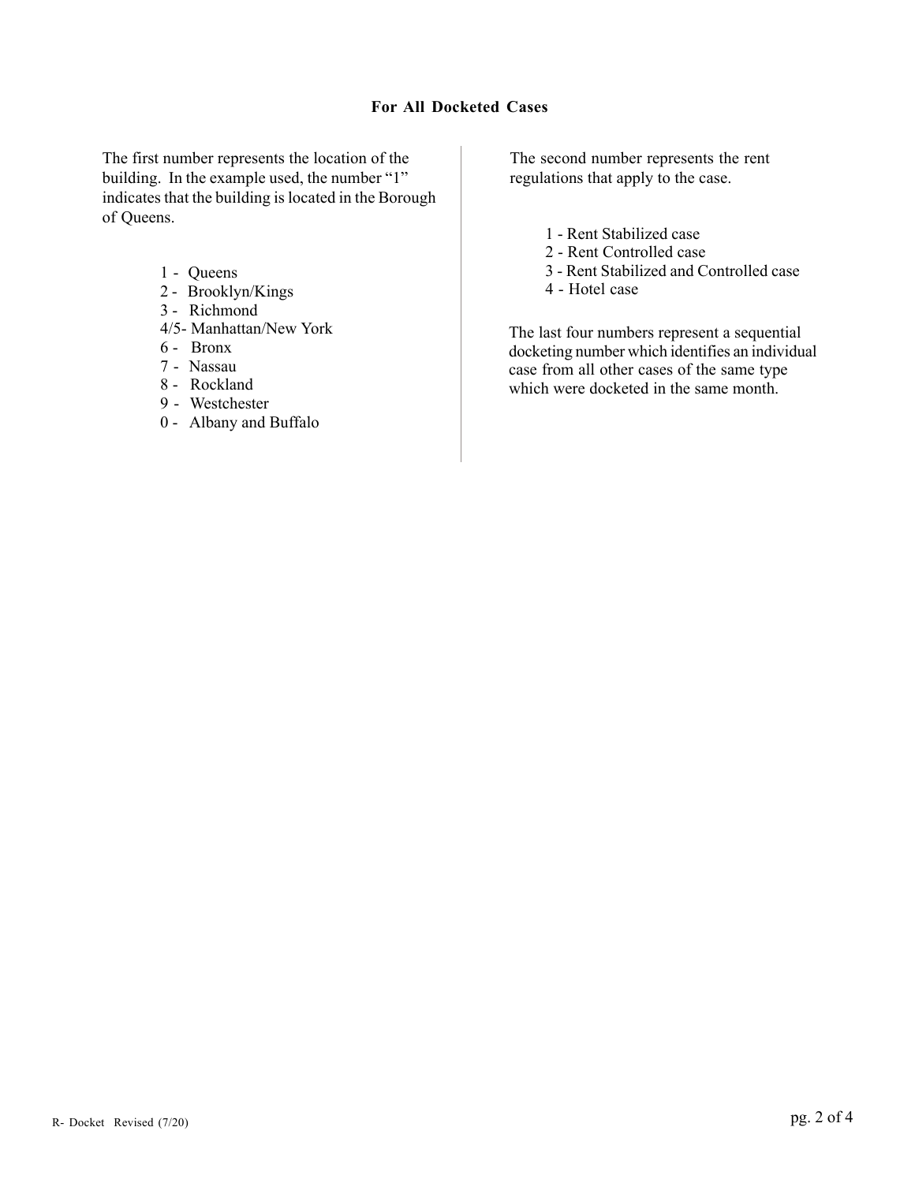### For All Docketed Cases

The first number represents the location of the building. In the example used, the number "1" indicates that the building is located in the Borough of Queens.

- 1 - Queens
- 2 - Brooklyn/Kings
- 3 - Richmond
- 4/5- Manhattan/New York
- 6 - Bronx
- 7 - Nassau
- 8 - Rockland
- 9 - Westchester
- 0 - Albany and Buffalo

The second number represents the rent regulations that apply to the case.

- 1 - Rent Stabilized case
- 2 - Rent Controlled case
- 3 - Rent Stabilized and Controlled case
- 4 - Hotel case

The last four numbers represent a sequential docketing number which identifies an individual case from all other cases of the same type which were docketed in the same month.

R- Docket Revised (7/20)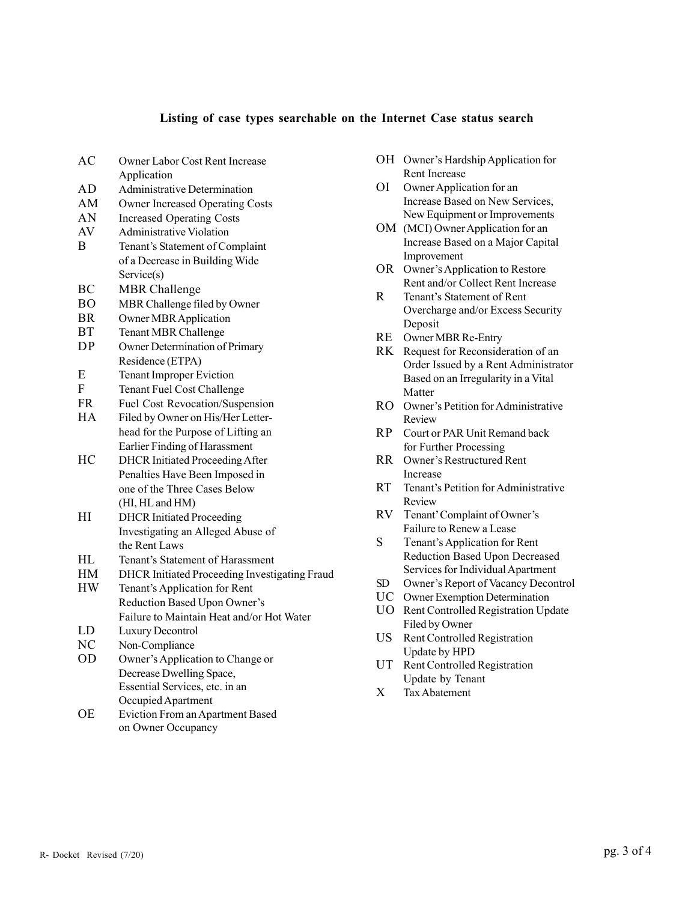## Listing of case types searchable on the Internet Case status search

| Code | Description |
|---|---|
| AC | Owner Labor Cost Rent Increase Application |
| AD | Administrative Determination |
| AM | Owner Increased Operating Costs |
| AN | Increased Operating Costs |
| AV | Administrative Violation |
| B | Tenant's Statement of Complaint of a Decrease in Building Wide Service(s) |
| BC | MBR Challenge |
| BO | MBR Challenge filed by Owner |
| BR | Owner MBR Application |
| BT | Tenant MBR Challenge |
| DP | Owner Determination of Primary Residence (ETPA) |
| E | Tenant Improper Eviction |
| F | Tenant Fuel Cost Challenge |
| FR | Fuel Cost Revocation/Suspension |
| HA | Filed by Owner on His/Her Letter-head for the Purpose of Lifting an Earlier Finding of Harassment |
| HC | DHCR Initiated Proceeding After Penalties Have Been Imposed in one of the Three Cases Below (HI, HL and HM) |
| HI | DHCR Initiated Proceeding Investigating an Alleged Abuse of the Rent Laws |
| HL | Tenant's Statement of Harassment |
| HM | DHCR Initiated Proceeding Investigating Fraud |
| HW | Tenant's Application for Rent Reduction Based Upon Owner's Failure to Maintain Heat and/or Hot Water |
| LD | Luxury Decontrol |
| NC | Non-Compliance |
| OD | Owner's Application to Change or Decrease Dwelling Space, Essential Services, etc. in an Occupied Apartment |
| OE | Eviction From an Apartment Based on Owner Occupancy |
| OH | Owner's Hardship Application for Rent Increase |
| OI | Owner Application for an Increase Based on New Services, New Equipment or Improvements |
| OM | (MCI) Owner Application for an Increase Based on a Major Capital Improvement |
| OR | Owner's Application to Restore Rent and/or Collect Rent Increase |
| R | Tenant's Statement of Rent Overcharge and/or Excess Security Deposit |
| RE | Owner MBR Re-Entry |
| RK | Request for Reconsideration of an Order Issued by a Rent Administrator Based on an Irregularity in a Vital Matter |
| RO | Owner's Petition for Administrative Review |
| RP | Court or PAR Unit Remand back for Further Processing |
| RR | Owner's Restructured Rent Increase |
| RT | Tenant's Petition for Administrative Review |
| RV | Tenant' Complaint of Owner's Failure to Renew a Lease |
| S | Tenant's Application for Rent Reduction Based Upon Decreased Services for Individual Apartment |
| SD | Owner's Report of Vacancy Decontrol |
| UC | Owner Exemption Determination |
| UO | Rent Controlled Registration Update Filed by Owner |
| US | Rent Controlled Registration Update by HPD |
| UT | Rent Controlled Registration Update by Tenant |
| X | Tax Abatement |

R- Docket Revised (7/20)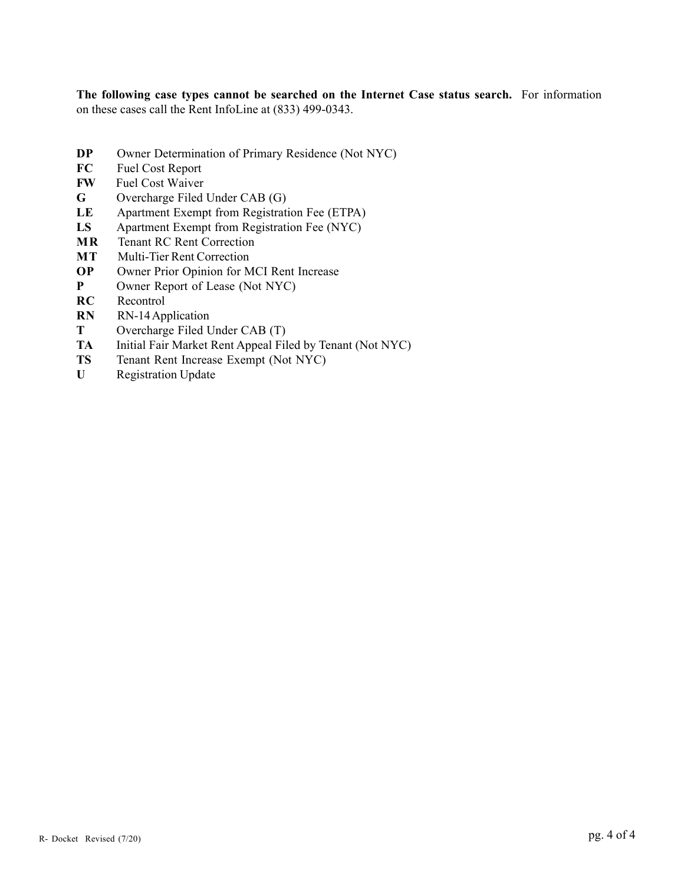**The following case types cannot be searched on the Internet Case status search.** For information on these cases call the Rent InfoLine at (833) 499-0343.

**DP** Owner Determination of Primary Residence (Not NYC)
**FC** Fuel Cost Report
**FW** Fuel Cost Waiver
**G** Overcharge Filed Under CAB (G)
**LE** Apartment Exempt from Registration Fee (ETPA)
**LS** Apartment Exempt from Registration Fee (NYC)
**MR** Tenant RC Rent Correction
**MT** Multi-Tier Rent Correction
**OP** Owner Prior Opinion for MCI Rent Increase
**P** Owner Report of Lease (Not NYC)
**RC** Recontrol
**RN** RN-14 Application
**T** Overcharge Filed Under CAB (T)
**TA** Initial Fair Market Rent Appeal Filed by Tenant (Not NYC)
**TS** Tenant Rent Increase Exempt (Not NYC)
**U** Registration Update